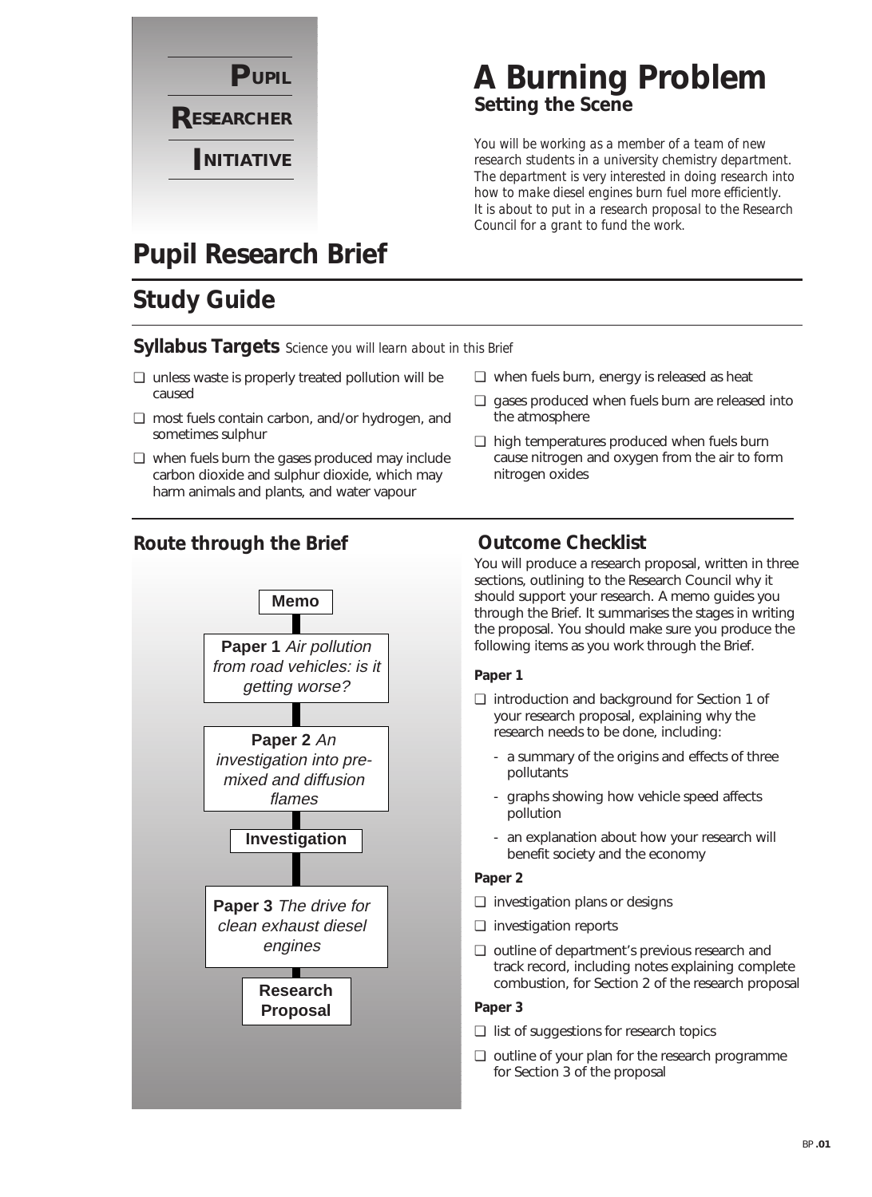**P**UPIL

**R**ESEARCHER

**I**NITIATIVE

# A Burning Problem

## Setting the Scene

*You will be working as a member of a team of new research students in a university chemistry department. The department is very interested in doing research into how to make diesel engines burn fuel more efficiently. It is about to put in a research proposal to the Research Council for a grant to fund the work.*

# Pupil Research Brief

## Study Guide

### Syllabus Targets *Science you will learn about in this Brief*

- ❑ unless waste is properly treated pollution will be caused
- ❑ most fuels contain carbon, and/or hydrogen, and sometimes sulphur
- ❑ when fuels burn the gases produced may include carbon dioxide and sulphur dioxide, which may harm animals and plants, and water vapour
- ❑ when fuels burn, energy is released as heat
- ❑ gases produced when fuels burn are released into the atmosphere
- ❑ high temperatures produced when fuels burn cause nitrogen and oxygen from the air to form nitrogen oxides

### Route through the Brief

**Memo**

**Paper 1** *Air pollution from road vehicles: is it getting worse?*

**Paper 2** *An investigation into pre-mixed and diffusion flames*

**Investigation**

**Paper 3** *The drive for clean exhaust diesel engines*

**Research Proposal**

### Outcome Checklist

You will produce a research proposal, written in three sections, outlining to the Research Council why it should support your research. A memo guides you through the Brief. It summarises the stages in writing the proposal. You should make sure you produce the following items as you work through the Brief.

**Paper 1**

- ❑ introduction and background for Section 1 of your research proposal, explaining why the research needs to be done, including:
  - a summary of the origins and effects of three pollutants
  - graphs showing how vehicle speed affects pollution
  - an explanation about how your research will benefit society and the economy

**Paper 2**

- ❑ investigation plans or designs
- ❑ investigation reports
- ❑ outline of department's previous research and track record, including notes explaining complete combustion, for Section 2 of the research proposal

**Paper 3**

- ❑ list of suggestions for research topics
- ❑ outline of your plan for the research programme for Section 3 of the proposal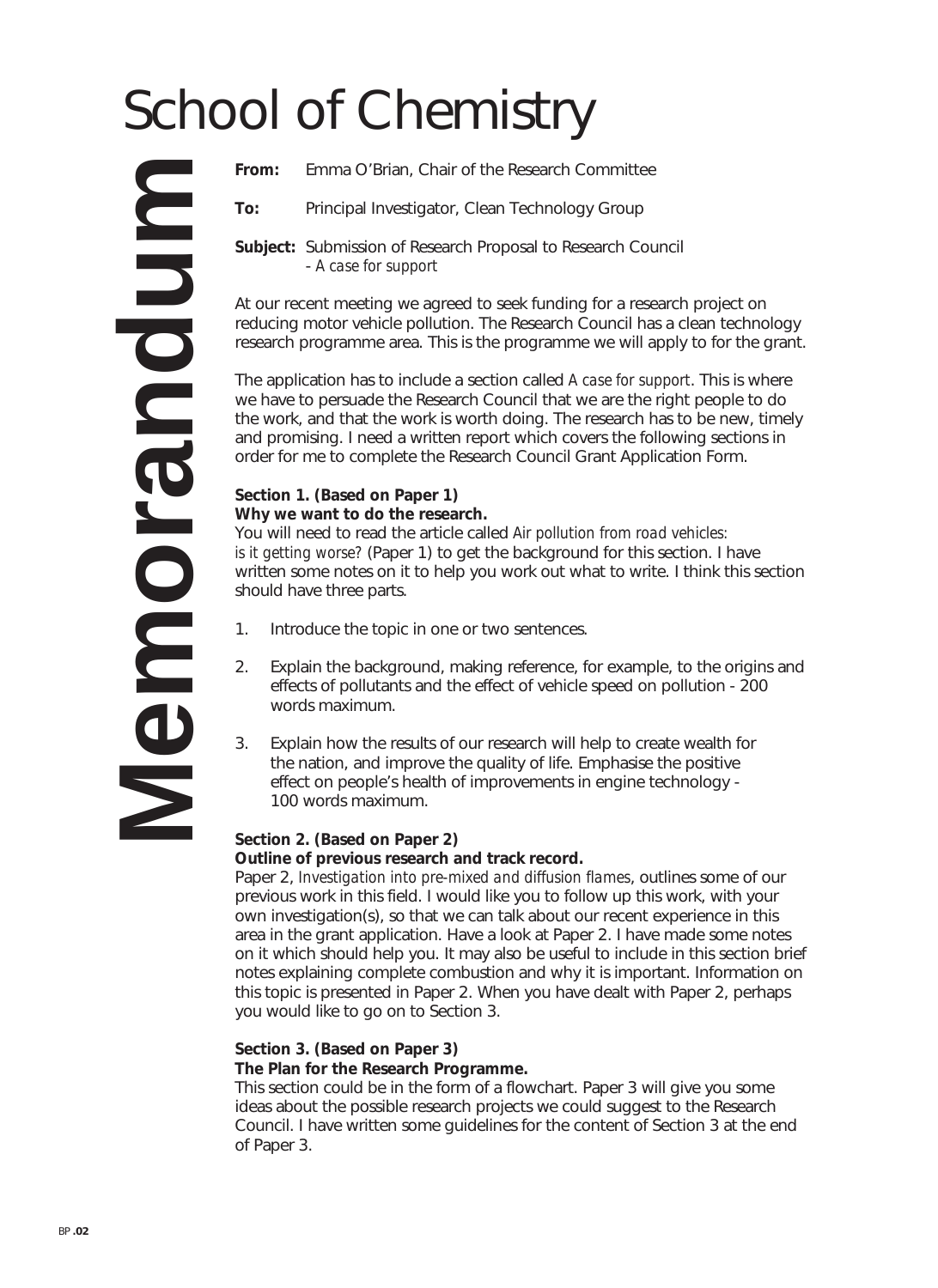# School of Chemistry

**Memorandum**

**From:** Emma O'Brian, Chair of the Research Committee

**To:** Principal Investigator, Clean Technology Group

**Subject:** Submission of Research Proposal to Research Council
*- A case for support*

At our recent meeting we agreed to seek funding for a research project on reducing motor vehicle pollution. The Research Council has a clean technology research programme area. This is the programme we will apply to for the grant.

The application has to include a section called *A case for support*. This is where we have to persuade the Research Council that we are the right people to do the work, and that the work is worth doing. The research has to be new, timely and promising. I need a written report which covers the following sections in order for me to complete the Research Council Grant Application Form.

**Section 1. (Based on Paper 1)**
**Why we want to do the research.**
You will need to read the article called *Air pollution from road vehicles: is it getting worse?* (Paper 1) to get the background for this section. I have written some notes on it to help you work out what to write. I think this section should have three parts.

1. Introduce the topic in one or two sentences.
2. Explain the background, making reference, for example, to the origins and effects of pollutants and the effect of vehicle speed on pollution - 200 words maximum.
3. Explain how the results of our research will help to create wealth for the nation, and improve the quality of life. Emphasise the positive effect on people's health of improvements in engine technology - 100 words maximum.

**Section 2. (Based on Paper 2)**
**Outline of previous research and track record.**
Paper 2, *Investigation into pre-mixed and diffusion flames*, outlines some of our previous work in this field. I would like you to follow up this work, with your own investigation(s), so that we can talk about our recent experience in this area in the grant application. Have a look at Paper 2. I have made some notes on it which should help you. It may also be useful to include in this section brief notes explaining complete combustion and why it is important. Information on this topic is presented in Paper 2. When you have dealt with Paper 2, perhaps you would like to go on to Section 3.

**Section 3. (Based on Paper 3)**
**The Plan for the Research Programme.**
This section could be in the form of a flowchart. Paper 3 will give you some ideas about the possible research projects we could suggest to the Research Council. I have written some guidelines for the content of Section 3 at the end of Paper 3.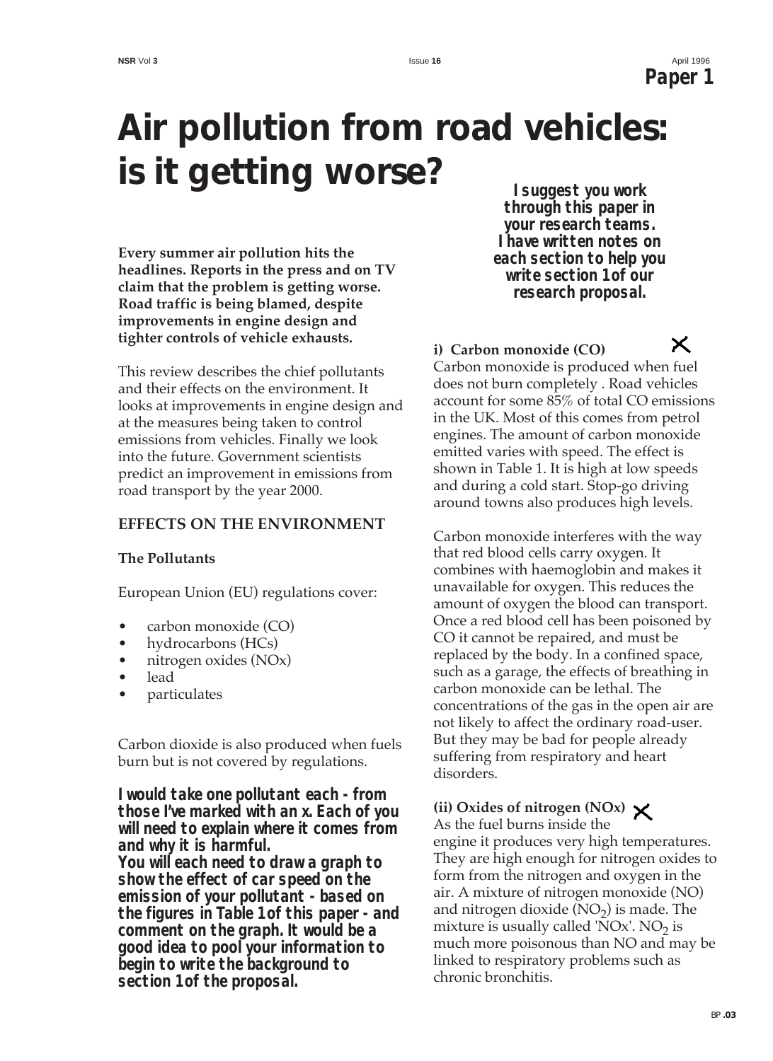# Air pollution from road vehicles: is it getting worse?

*I suggest you work through this paper in your research teams. I have written notes on each section to help you write section 1 of our research proposal.*

**Every summer air pollution hits the headlines. Reports in the press and on TV claim that the problem is getting worse. Road traffic is being blamed, despite improvements in engine design and tighter controls of vehicle exhausts.**

This review describes the chief pollutants and their effects on the environment. It looks at improvements in engine design and at the measures being taken to control emissions from vehicles. Finally we look into the future. Government scientists predict an improvement in emissions from road transport by the year 2000.

## EFFECTS ON THE ENVIRONMENT

### The Pollutants

European Union (EU) regulations cover:

- carbon monoxide (CO)
- hydrocarbons (HCs)
- nitrogen oxides (NOx)
- lead
- particulates

Carbon dioxide is also produced when fuels burn but is not covered by regulations.

***I would take one pollutant each - from those I've marked with an x. Each of you will need to explain where it comes from and why it is harmful. You will each need to draw a graph to show the effect of car speed on the emission of your pollutant - based on the figures in Table 1 of this paper - and comment on the graph. It would be a good idea to pool your information to begin to write the background to section 1 of the proposal.***

### i) Carbon monoxide (CO) ✗

Carbon monoxide is produced when fuel does not burn completely . Road vehicles account for some 85% of total CO emissions in the UK. Most of this comes from petrol engines. The amount of carbon monoxide emitted varies with speed. The effect is shown in Table 1. It is high at low speeds and during a cold start. Stop-go driving around towns also produces high levels.

Carbon monoxide interferes with the way that red blood cells carry oxygen. It combines with haemoglobin and makes it unavailable for oxygen. This reduces the amount of oxygen the blood can transport. Once a red blood cell has been poisoned by CO it cannot be repaired, and must be replaced by the body. In a confined space, such as a garage, the effects of breathing in carbon monoxide can be lethal. The concentrations of the gas in the open air are not likely to affect the ordinary road-user. But they may be bad for people already suffering from respiratory and heart disorders.

### (ii) Oxides of nitrogen (NOx) ✗

As the fuel burns inside the engine it produces very high temperatures. They are high enough for nitrogen oxides to form from the nitrogen and oxygen in the air. A mixture of nitrogen monoxide (NO) and nitrogen dioxide ($NO_2$) is made. The mixture is usually called 'NOx'. $NO_2$ is much more poisonous than NO and may be linked to respiratory problems such as chronic bronchitis.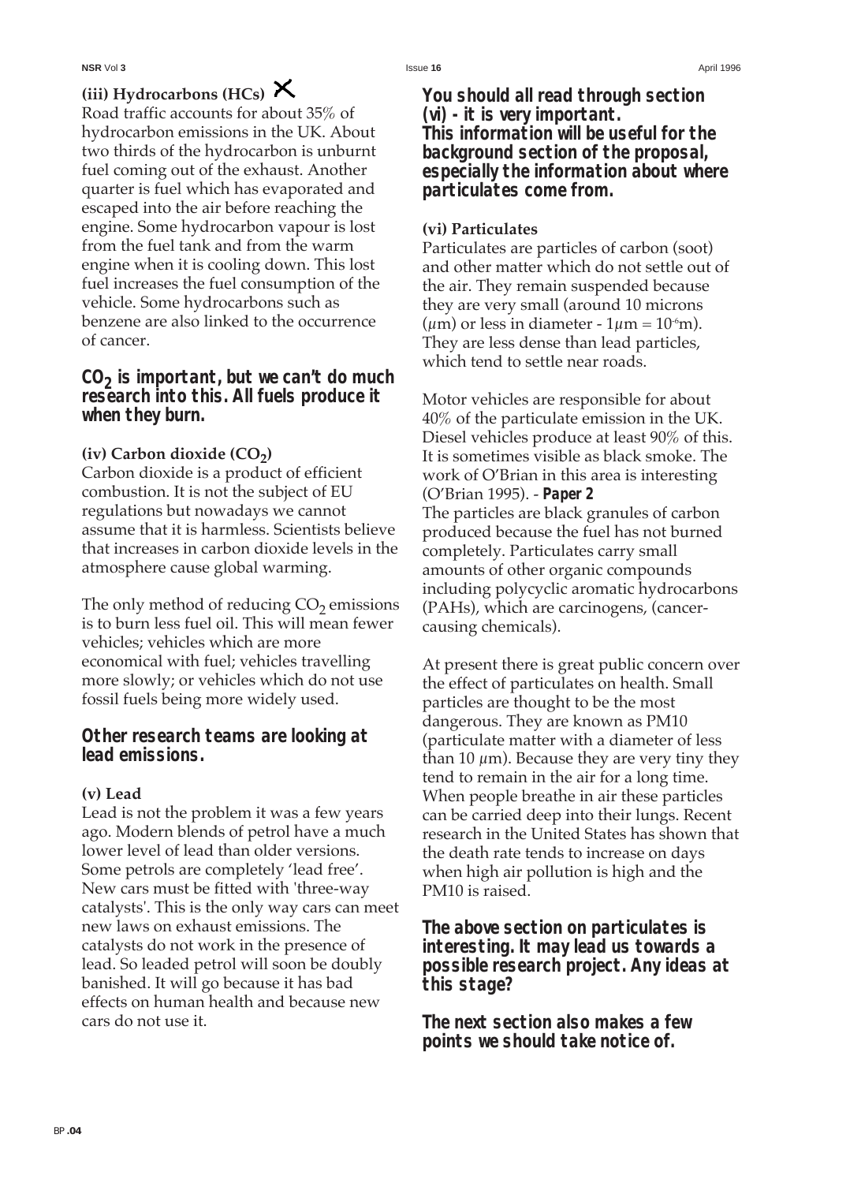### (iii) Hydrocarbons (HCs) ✕

Road traffic accounts for about 35% of hydrocarbon emissions in the UK. About two thirds of the hydrocarbon is unburnt fuel coming out of the exhaust. Another quarter is fuel which has evaporated and escaped into the air before reaching the engine. Some hydrocarbon vapour is lost from the fuel tank and from the warm engine when it is cooling down. This lost fuel increases the fuel consumption of the vehicle. Some hydrocarbons such as benzene are also linked to the occurrence of cancer.

***$CO_2$ is important, but we can't do much research into this. All fuels produce it when they burn.***

### (iv) Carbon dioxide ($CO_2$)

Carbon dioxide is a product of efficient combustion. It is not the subject of EU regulations but nowadays we cannot assume that it is harmless. Scientists believe that increases in carbon dioxide levels in the atmosphere cause global warming.

The only method of reducing $CO_2$ emissions is to burn less fuel oil. This will mean fewer vehicles; vehicles which are more economical with fuel; vehicles travelling more slowly; or vehicles which do not use fossil fuels being more widely used.

***Other research teams are looking at lead emissions.***

### (v) Lead

Lead is not the problem it was a few years ago. Modern blends of petrol have a much lower level of lead than older versions. Some petrols are completely 'lead free'. New cars must be fitted with 'three-way catalysts'. This is the only way cars can meet new laws on exhaust emissions. The catalysts do not work in the presence of lead. So leaded petrol will soon be doubly banished. It will go because it has bad effects on human health and because new cars do not use it.

***You should all read through section (vi) - it is very important. This information will be useful for the background section of the proposal, especially the information about where particulates come from.***

### (vi) Particulates

Particulates are particles of carbon (soot) and other matter which do not settle out of the air. They remain suspended because they are very small (around 10 microns ($\mu$m) or less in diameter - $1\mu m = 10^{-6}m$). They are less dense than lead particles, which tend to settle near roads.

Motor vehicles are responsible for about 40% of the particulate emission in the UK. Diesel vehicles produce at least 90% of this. It is sometimes visible as black smoke. The work of O'Brian in this area is interesting (O'Brian 1995). - ***Paper 2***

The particles are black granules of carbon produced because the fuel has not burned completely. Particulates carry small amounts of other organic compounds including polycyclic aromatic hydrocarbons (PAHs), which are carcinogens, (cancer-causing chemicals).

At present there is great public concern over the effect of particulates on health. Small particles are thought to be the most dangerous. They are known as PM10 (particulate matter with a diameter of less than 10 $\mu$m). Because they are very tiny they tend to remain in the air for a long time. When people breathe in air these particles can be carried deep into their lungs. Recent research in the United States has shown that the death rate tends to increase on days when high air pollution is high and the PM10 is raised.

***The above section on particulates is interesting. It may lead us towards a possible research project. Any ideas at this stage?***

***The next section also makes a few points we should take notice of.***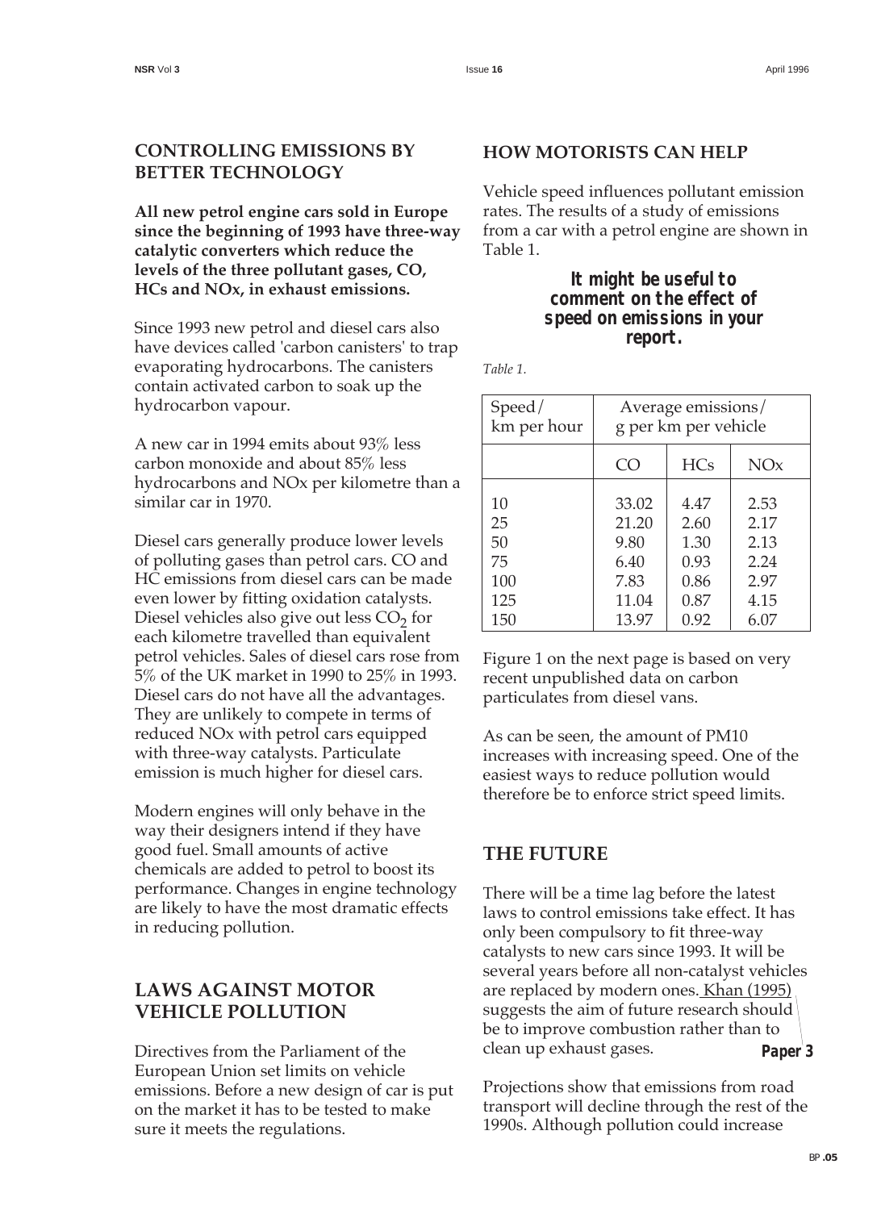## CONTROLLING EMISSIONS BY BETTER TECHNOLOGY

**All new petrol engine cars sold in Europe since the beginning of 1993 have three-way catalytic converters which reduce the levels of the three pollutant gases, CO, HCs and NOx, in exhaust emissions.**

Since 1993 new petrol and diesel cars also have devices called 'carbon canisters' to trap evaporating hydrocarbons. The canisters contain activated carbon to soak up the hydrocarbon vapour.

A new car in 1994 emits about 93% less carbon monoxide and about 85% less hydrocarbons and NOx per kilometre than a similar car in 1970.

Diesel cars generally produce lower levels of polluting gases than petrol cars. CO and HC emissions from diesel cars can be made even lower by fitting oxidation catalysts. Diesel vehicles also give out less $CO_2$ for each kilometre travelled than equivalent petrol vehicles. Sales of diesel cars rose from 5% of the UK market in 1990 to 25% in 1993. Diesel cars do not have all the advantages. They are unlikely to compete in terms of reduced NOx with petrol cars equipped with three-way catalysts. Particulate emission is much higher for diesel cars.

Modern engines will only behave in the way their designers intend if they have good fuel. Small amounts of active chemicals are added to petrol to boost its performance. Changes in engine technology are likely to have the most dramatic effects in reducing pollution.

## LAWS AGAINST MOTOR VEHICLE POLLUTION

Directives from the Parliament of the European Union set limits on vehicle emissions. Before a new design of car is put on the market it has to be tested to make sure it meets the regulations.

## HOW MOTORISTS CAN HELP

Vehicle speed influences pollutant emission rates. The results of a study of emissions from a car with a petrol engine are shown in Table 1.

**It might be useful to comment on the effect of speed on emissions in your report.**

*Table 1.*

| Speed/ km per hour | Average emissions/ g per km per vehicle | | |
|---|---|---|---|
| | CO | HCs | NOx |
| 10 | 33.02 | 4.47 | 2.53 |
| 25 | 21.20 | 2.60 | 2.17 |
| 50 | 9.80 | 1.30 | 2.13 |
| 75 | 6.40 | 0.93 | 2.24 |
| 100 | 7.83 | 0.86 | 2.97 |
| 125 | 11.04 | 0.87 | 4.15 |
| 150 | 13.97 | 0.92 | 6.07 |

Figure 1 on the next page is based on very recent unpublished data on carbon particulates from diesel vans.

As can be seen, the amount of PM10 increases with increasing speed. One of the easiest ways to reduce pollution would therefore be to enforce strict speed limits.

## THE FUTURE

There will be a time lag before the latest laws to control emissions take effect. It has only been compulsory to fit three-way catalysts to new cars since 1993. It will be several years before all non-catalyst vehicles are replaced by modern ones. Khan (1995) suggests the aim of future research should be to improve combustion rather than to clean up exhaust gases. **Paper 3**

Projections show that emissions from road transport will decline through the rest of the 1990s. Although pollution could increase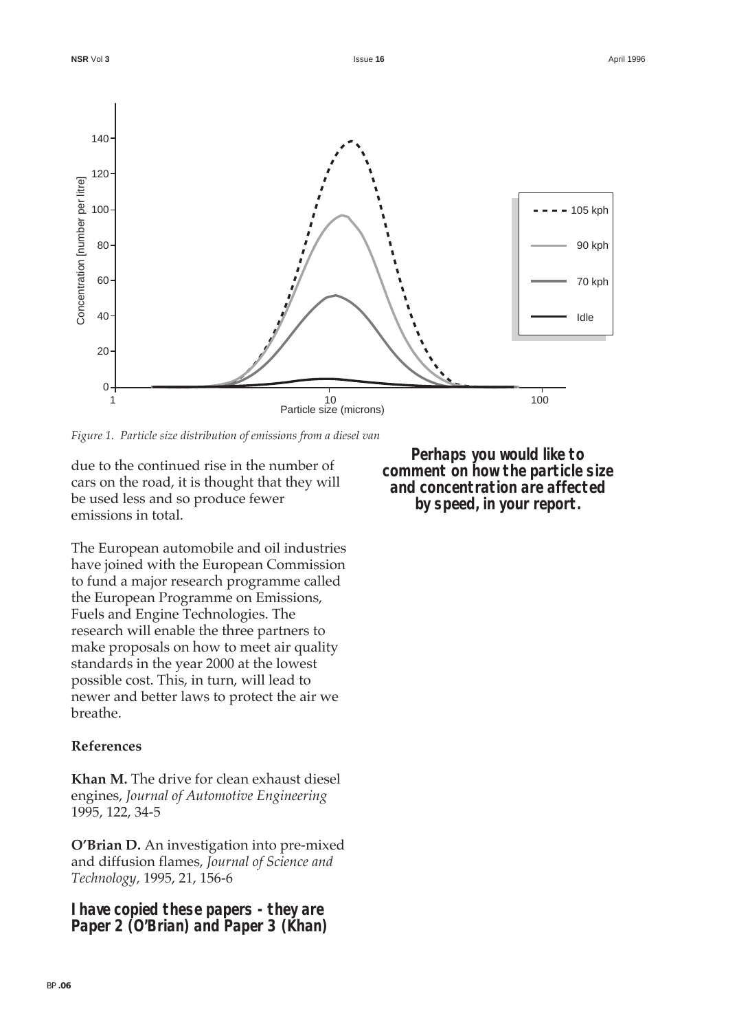Figure 1. *Particle size distribution of emissions from a diesel van*

due to the continued rise in the number of cars on the road, it is thought that they will be used less and so produce fewer emissions in total.

The European automobile and oil industries have joined with the European Commission to fund a major research programme called the European Programme on Emissions, Fuels and Engine Technologies. The research will enable the three partners to make proposals on how to meet air quality standards in the year 2000 at the lowest possible cost. This, in turn, will lead to newer and better laws to protect the air we breathe.

**References**

**Khan M.** The drive for clean exhaust diesel engines, *Journal of Automotive Engineering* 1995, 122, 34-5

**O'Brian D.** An investigation into pre-mixed and diffusion flames, *Journal of Science and Technology*, 1995, 21, 156-6

***I have copied these papers - they are Paper 2 (O'Brian) and Paper 3 (Khan)***

***Perhaps you would like to comment on how the particle size and concentration are affected by speed, in your report.***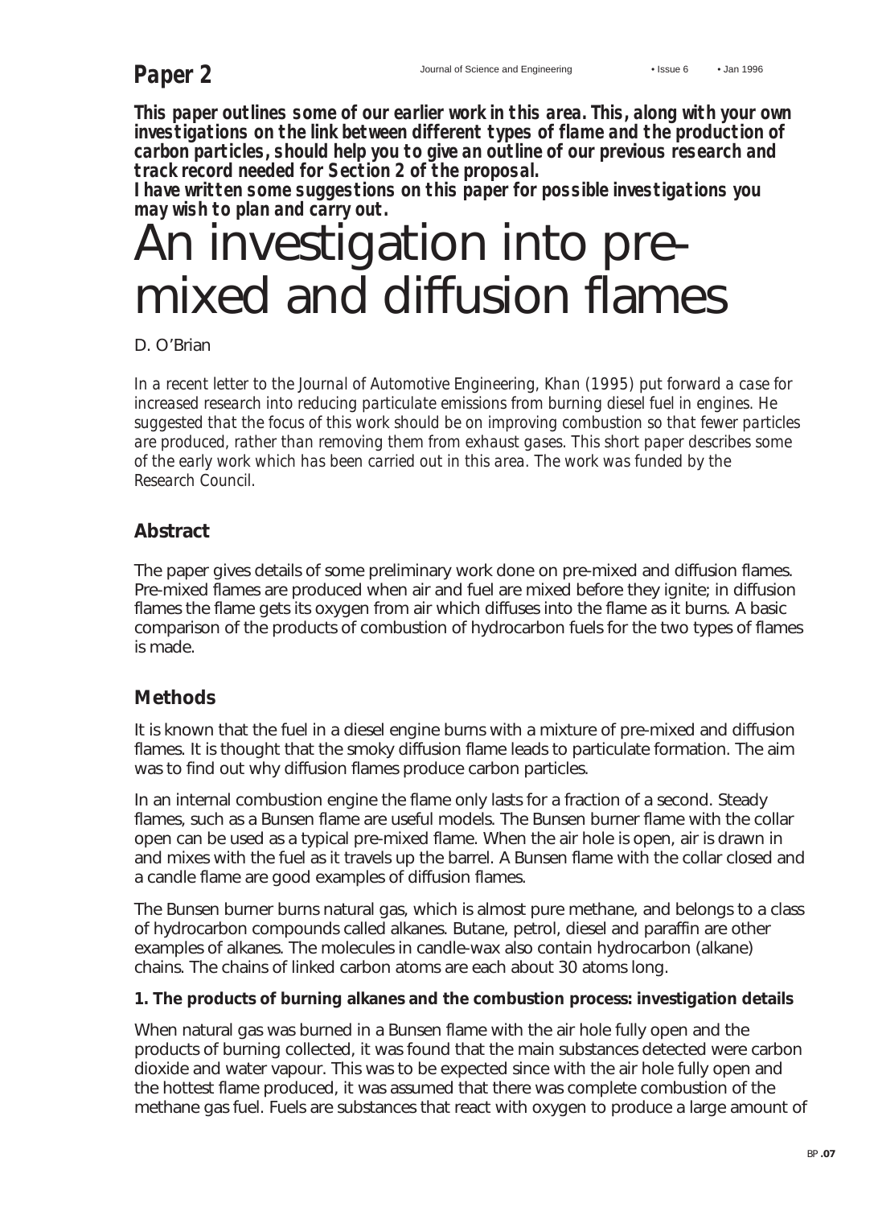**Paper 2**

***This paper outlines some of our earlier work in this area. This, along with your own investigations on the link between different types of flame and the production of carbon particles, should help you to give an outline of our previous research and track record needed for Section 2 of the proposal.***
***I have written some suggestions on this paper for possible investigations you may wish to plan and carry out.***

# An investigation into pre-mixed and diffusion flames

D. O'Brian

*In a recent letter to the Journal of Automotive Engineering, Khan (1995) put forward a case for increased research into reducing particulate emissions from burning diesel fuel in engines. He suggested that the focus of this work should be on improving combustion so that fewer particles are produced, rather than removing them from exhaust gases. This short paper describes some of the early work which has been carried out in this area. The work was funded by the Research Council.*

## Abstract

The paper gives details of some preliminary work done on pre-mixed and diffusion flames. Pre-mixed flames are produced when air and fuel are mixed before they ignite; in diffusion flames the flame gets its oxygen from air which diffuses into the flame as it burns. A basic comparison of the products of combustion of hydrocarbon fuels for the two types of flames is made.

## Methods

It is known that the fuel in a diesel engine burns with a mixture of pre-mixed and diffusion flames. It is thought that the smoky diffusion flame leads to particulate formation. The aim was to find out why diffusion flames produce carbon particles.

In an internal combustion engine the flame only lasts for a fraction of a second. Steady flames, such as a Bunsen flame are useful models. The Bunsen burner flame with the collar open can be used as a typical pre-mixed flame. When the air hole is open, air is drawn in and mixes with the fuel as it travels up the barrel. A Bunsen flame with the collar closed and a candle flame are good examples of diffusion flames.

The Bunsen burner burns natural gas, which is almost pure methane, and belongs to a class of hydrocarbon compounds called alkanes. Butane, petrol, diesel and paraffin are other examples of alkanes. The molecules in candle-wax also contain hydrocarbon (alkane) chains. The chains of linked carbon atoms are each about 30 atoms long.

### 1. The products of burning alkanes and the combustion process: investigation details

When natural gas was burned in a Bunsen flame with the air hole fully open and the products of burning collected, it was found that the main substances detected were carbon dioxide and water vapour. This was to be expected since with the air hole fully open and the hottest flame produced, it was assumed that there was complete combustion of the methane gas fuel. Fuels are substances that react with oxygen to produce a large amount of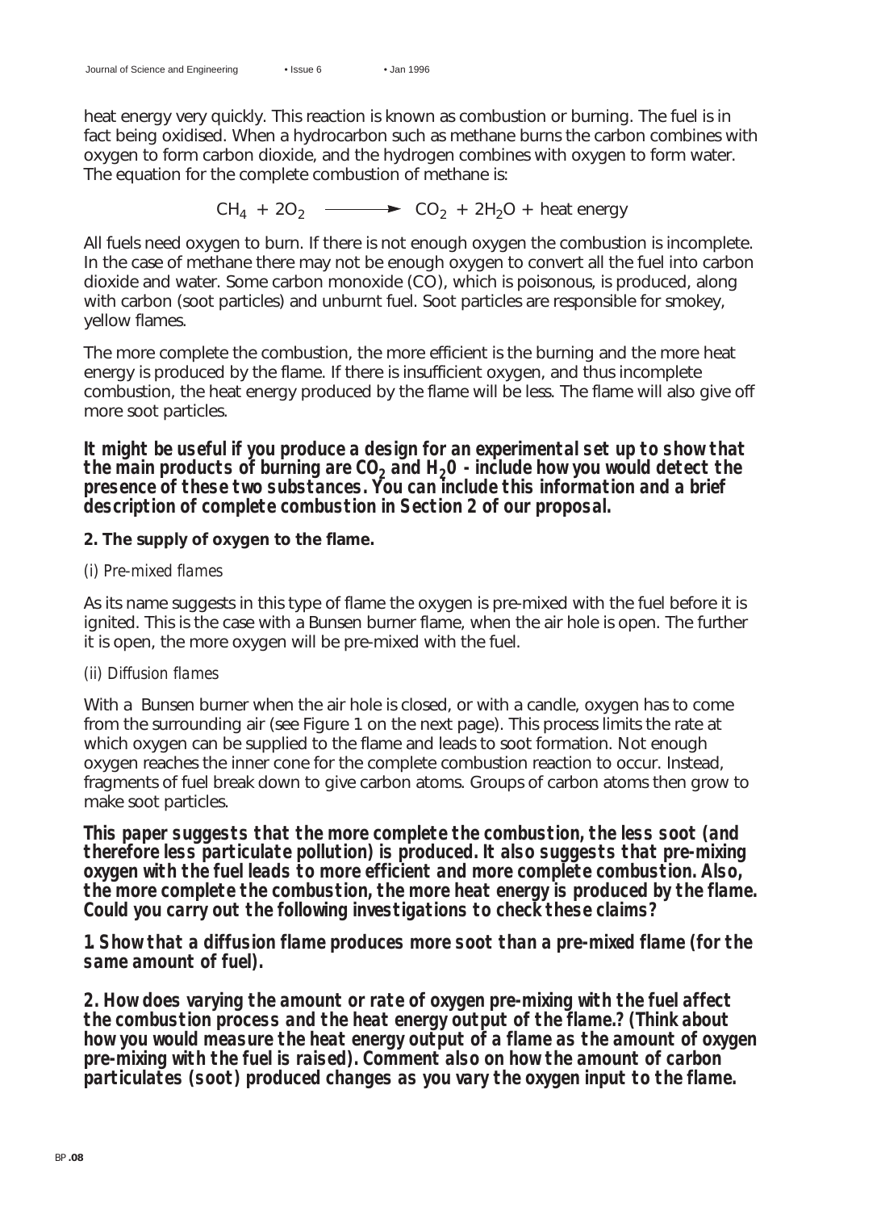heat energy very quickly. This reaction is known as combustion or burning. The fuel is in fact being oxidised. When a hydrocarbon such as methane burns the carbon combines with oxygen to form carbon dioxide, and the hydrogen combines with oxygen to form water. The equation for the complete combustion of methane is:

$$CH_4 + 2O_2 \longrightarrow CO_2 + 2H_2O + \text{heat energy}$$

All fuels need oxygen to burn. If there is not enough oxygen the combustion is incomplete. In the case of methane there may not be enough oxygen to convert all the fuel into carbon dioxide and water. Some carbon monoxide (CO), which is poisonous, is produced, along with carbon (soot particles) and unburnt fuel. Soot particles are responsible for smokey, yellow flames.

The more complete the combustion, the more efficient is the burning and the more heat energy is produced by the flame. If there is insufficient oxygen, and thus incomplete combustion, the heat energy produced by the flame will be less. The flame will also give off more soot particles.

***It might be useful if you produce a design for an experimental set up to show that the main products of burning are $CO_2$ and $H_2O$ - include how you would detect the presence of these two substances. You can include this information and a brief description of complete combustion in Section 2 of our proposal.***

**2. The supply of oxygen to the flame.**

*(i) Pre-mixed flames*

As its name suggests in this type of flame the oxygen is pre-mixed with the fuel before it is ignited. This is the case with a Bunsen burner flame, when the air hole is open. The further it is open, the more oxygen will be pre-mixed with the fuel.

*(ii) Diffusion flames*

With a Bunsen burner when the air hole is closed, or with a candle, oxygen has to come from the surrounding air (see Figure 1 on the next page). This process limits the rate at which oxygen can be supplied to the flame and leads to soot formation. Not enough oxygen reaches the inner cone for the complete combustion reaction to occur. Instead, fragments of fuel break down to give carbon atoms. Groups of carbon atoms then grow to make soot particles.

***This paper suggests that the more complete the combustion, the less soot (and therefore less particulate pollution) is produced. It also suggests that pre-mixing oxygen with the fuel leads to more efficient and more complete combustion. Also, the more complete the combustion, the more heat energy is produced by the flame. Could you carry out the following investigations to check these claims?***

***1. Show that a diffusion flame produces more soot than a pre-mixed flame (for the same amount of fuel).***

***2. How does varying the amount or rate of oxygen pre-mixing with the fuel affect the combustion process and the heat energy output of the flame.? (Think about how you would measure the heat energy output of a flame as the amount of oxygen pre-mixing with the fuel is raised). Comment also on how the amount of carbon particulates (soot) produced changes as you vary the oxygen input to the flame.***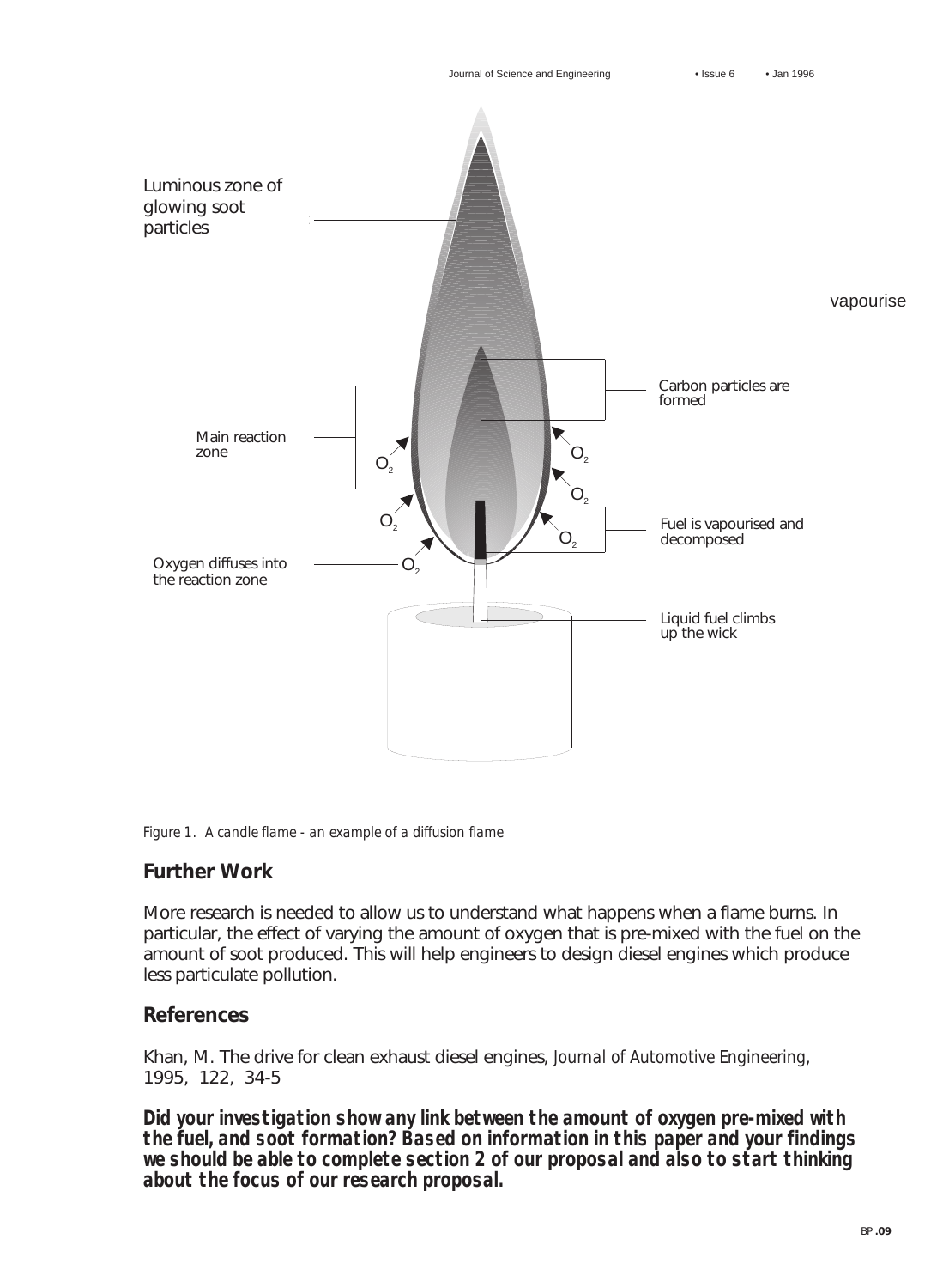Luminous zone of glowing soot particles

vapourise

Carbon particles are formed

Main reaction zone

$O_2$

$O_2$

$O_2$

$O_2$

$O_2$

$O_2$

Fuel is vapourised and decomposed

Oxygen diffuses into the reaction zone

Liquid fuel climbs up the wick

*Figure 1. A candle flame - an example of a diffusion flame*

## Further Work

More research is needed to allow us to understand what happens when a flame burns. In particular, the effect of varying the amount of oxygen that is pre-mixed with the fuel on the amount of soot produced. This will help engineers to design diesel engines which produce less particulate pollution.

## References

Khan, M. The drive for clean exhaust diesel engines, *Journal of Automotive Engineering*, 1995, 122, 34-5

***Did your investigation show any link between the amount of oxygen pre-mixed with the fuel, and soot formation? Based on information in this paper and your findings we should be able to complete section 2 of our proposal and also to start thinking about the focus of our research proposal.***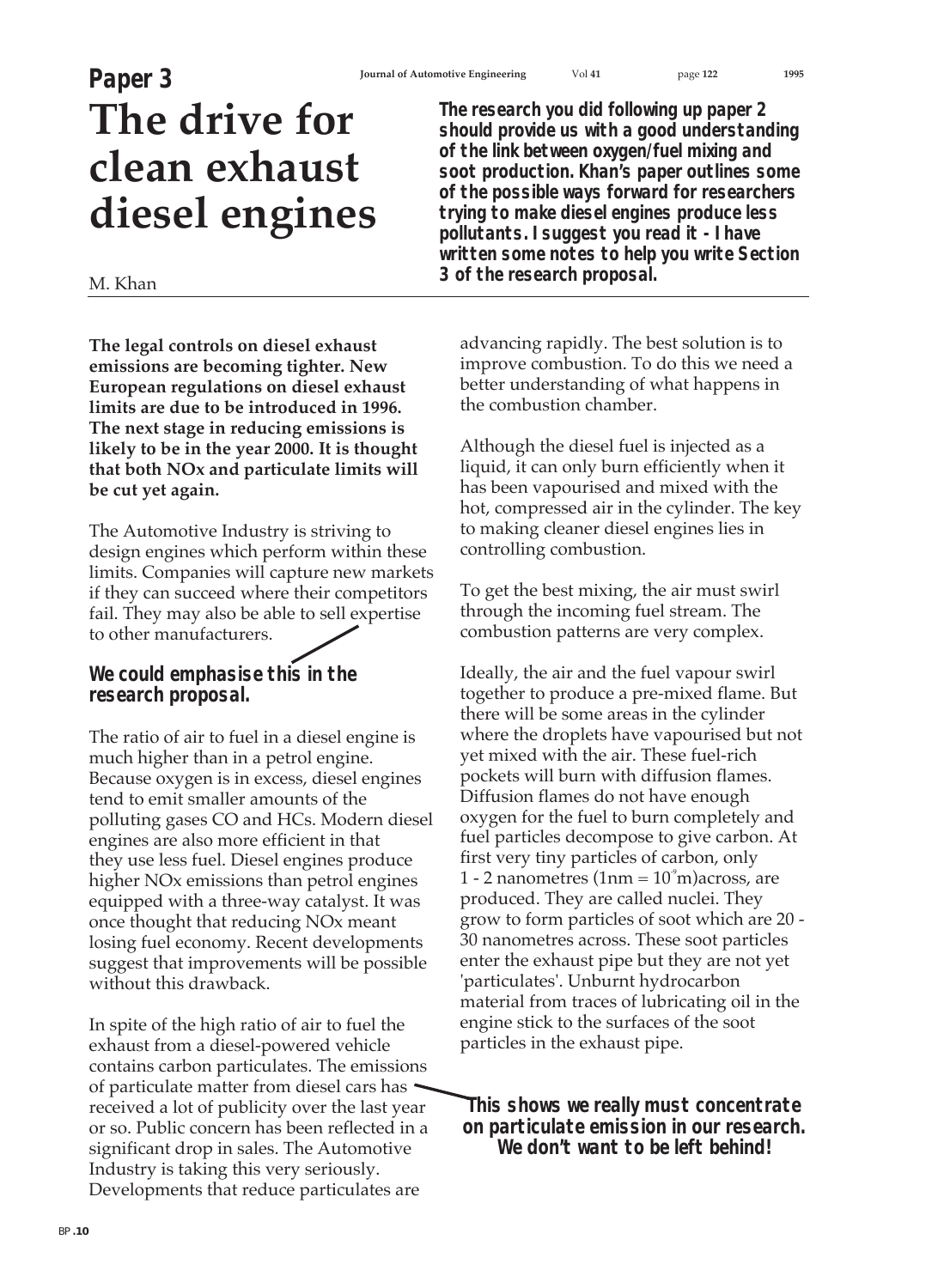**Paper 3**

# The drive for clean exhaust diesel engines

M. Khan

*The research you did following up paper 2 should provide us with a good understanding of the link between oxygen/fuel mixing and soot production. Khan's paper outlines some of the possible ways forward for researchers trying to make diesel engines produce less pollutants. I suggest you read it - I have written some notes to help you write Section 3 of the research proposal.*

**The legal controls on diesel exhaust emissions are becoming tighter. New European regulations on diesel exhaust limits are due to be introduced in 1996. The next stage in reducing emissions is likely to be in the year 2000. It is thought that both NOx and particulate limits will be cut yet again.**

The Automotive Industry is striving to design engines which perform within these limits. Companies will capture new markets if they can succeed where their competitors fail. They may also be able to sell expertise to other manufacturers.

*We could emphasise this in the research proposal.*

The ratio of air to fuel in a diesel engine is much higher than in a petrol engine. Because oxygen is in excess, diesel engines tend to emit smaller amounts of the polluting gases CO and HCs. Modern diesel engines are also more efficient in that they use less fuel. Diesel engines produce higher NOx emissions than petrol engines equipped with a three-way catalyst. It was once thought that reducing NOx meant losing fuel economy. Recent developments suggest that improvements will be possible without this drawback.

In spite of the high ratio of air to fuel the exhaust from a diesel-powered vehicle contains carbon particulates. The emissions of particulate matter from diesel cars has received a lot of publicity over the last year or so. Public concern has been reflected in a significant drop in sales. The Automotive Industry is taking this very seriously. Developments that reduce particulates are advancing rapidly. The best solution is to improve combustion. To do this we need a better understanding of what happens in the combustion chamber.

*This shows we really must concentrate on particulate emission in our research. We don't want to be left behind!*

Although the diesel fuel is injected as a liquid, it can only burn efficiently when it has been vapourised and mixed with the hot, compressed air in the cylinder. The key to making cleaner diesel engines lies in controlling combustion.

To get the best mixing, the air must swirl through the incoming fuel stream. The combustion patterns are very complex.

Ideally, the air and the fuel vapour swirl together to produce a pre-mixed flame. But there will be some areas in the cylinder where the droplets have vapourised but not yet mixed with the air. These fuel-rich pockets will burn with diffusion flames. Diffusion flames do not have enough oxygen for the fuel to burn completely and fuel particles decompose to give carbon. At first very tiny particles of carbon, only 1 - 2 nanometres ($1\text{nm} = 10^{-9}\text{m}$) across, are produced. They are called nuclei. They grow to form particles of soot which are 20 - 30 nanometres across. These soot particles enter the exhaust pipe but they are not yet 'particulates'. Unburnt hydrocarbon material from traces of lubricating oil in the engine stick to the surfaces of the soot particles in the exhaust pipe.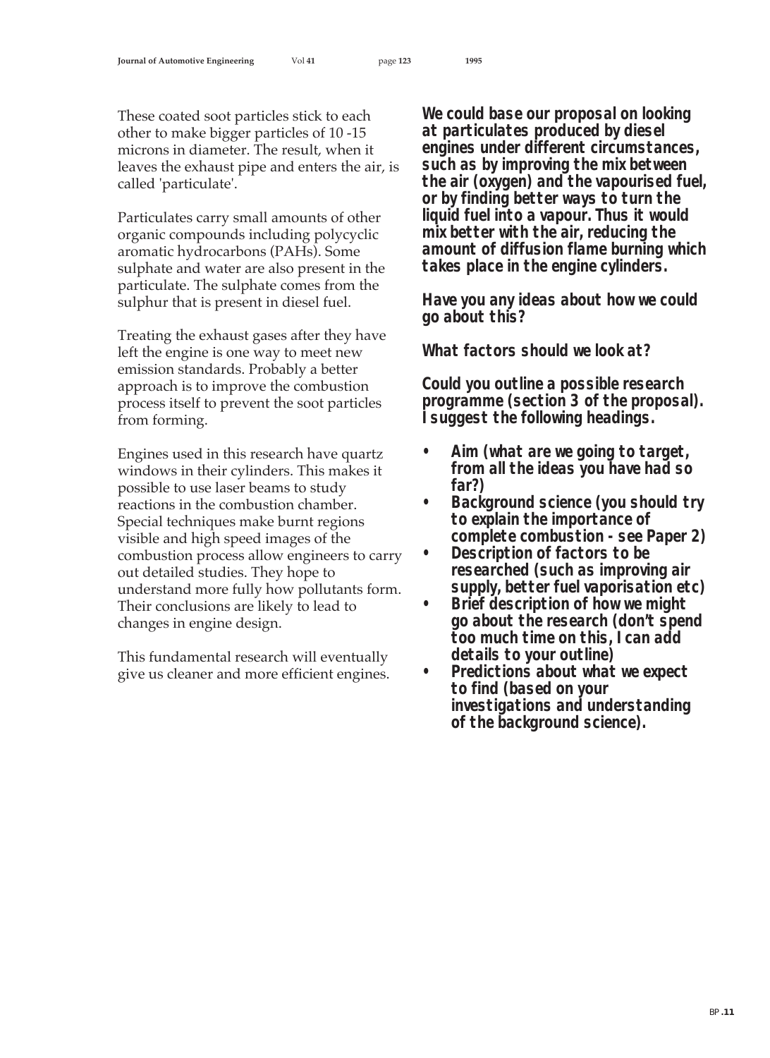These coated soot particles stick to each other to make bigger particles of 10 -15 microns in diameter. The result, when it leaves the exhaust pipe and enters the air, is called 'particulate'.

Particulates carry small amounts of other organic compounds including polycyclic aromatic hydrocarbons (PAHs). Some sulphate and water are also present in the particulate. The sulphate comes from the sulphur that is present in diesel fuel.

Treating the exhaust gases after they have left the engine is one way to meet new emission standards. Probably a better approach is to improve the combustion process itself to prevent the soot particles from forming.

Engines used in this research have quartz windows in their cylinders. This makes it possible to use laser beams to study reactions in the combustion chamber. Special techniques make burnt regions visible and high speed images of the combustion process allow engineers to carry out detailed studies. They hope to understand more fully how pollutants form. Their conclusions are likely to lead to changes in engine design.

This fundamental research will eventually give us cleaner and more efficient engines.

**We could base our proposal on looking at particulates produced by diesel engines under different circumstances, such as by improving the mix between the air (oxygen) and the vapourised fuel, or by finding better ways to turn the liquid fuel into a vapour. Thus it would mix better with the air, reducing the amount of diffusion flame burning which takes place in the engine cylinders.**

**Have you any ideas about how we could go about this?**

**What factors should we look at?**

**Could you outline a possible research programme (section 3 of the proposal). I suggest the following headings.**

- **Aim (what are we going to target, from all the ideas you have had so far?)**
- **Background science (you should try to explain the importance of complete combustion - see Paper 2)**
- **Description of factors to be researched (such as improving air supply, better fuel vaporisation etc)**
- **Brief description of how we might go about the research (don't spend too much time on this, I can add details to your outline)**
- **Predictions about what we expect to find (based on your investigations and understanding of the background science).**